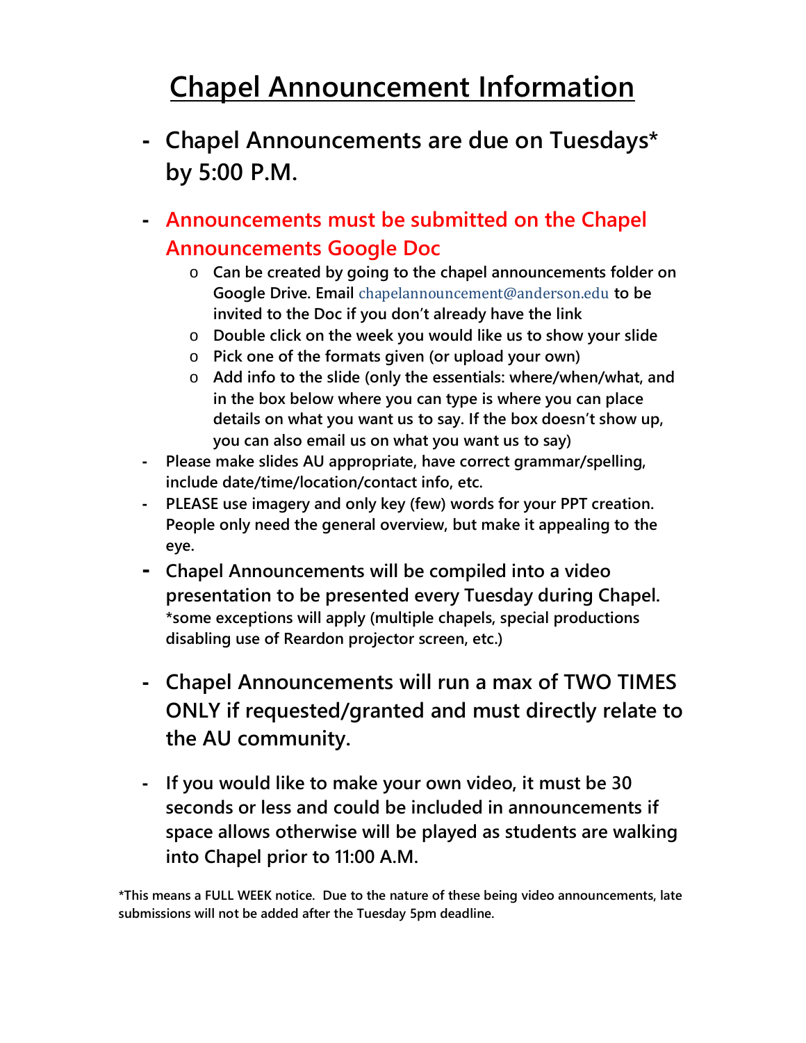# Chapel Announcement Information

- **Chapel Announcements are due on Tuesdays* by 5:00 P.M.**
- **Announcements must be submitted on the Chapel Announcements Google Doc**
  - **Can be created by going to the chapel announcements folder on Google Drive. Email** chapelannouncement@anderson.edu **to be invited to the Doc if you don't already have the link**
  - **Double click on the week you would like us to show your slide**
  - **Pick one of the formats given (or upload your own)**
  - **Add info to the slide (only the essentials: where/when/what, and in the box below where you can type is where you can place details on what you want us to say. If the box doesn't show up, you can also email us on what you want us to say)**
- **Please make slides AU appropriate, have correct grammar/spelling, include date/time/location/contact info, etc.**
- **PLEASE use imagery and only key (few) words for your PPT creation. People only need the general overview, but make it appealing to the eye.**
- **Chapel Announcements will be compiled into a video presentation to be presented every Tuesday during Chapel.**
  **\*some exceptions will apply (multiple chapels, special productions disabling use of Reardon projector screen, etc.)**
- **Chapel Announcements will run a max of TWO TIMES ONLY if requested/granted and must directly relate to the AU community.**
- **If you would like to make your own video, it must be 30 seconds or less and could be included in announcements if space allows otherwise will be played as students are walking into Chapel prior to 11:00 A.M.**

**\*This means a FULL WEEK notice. Due to the nature of these being video announcements, late submissions will not be added after the Tuesday 5pm deadline.**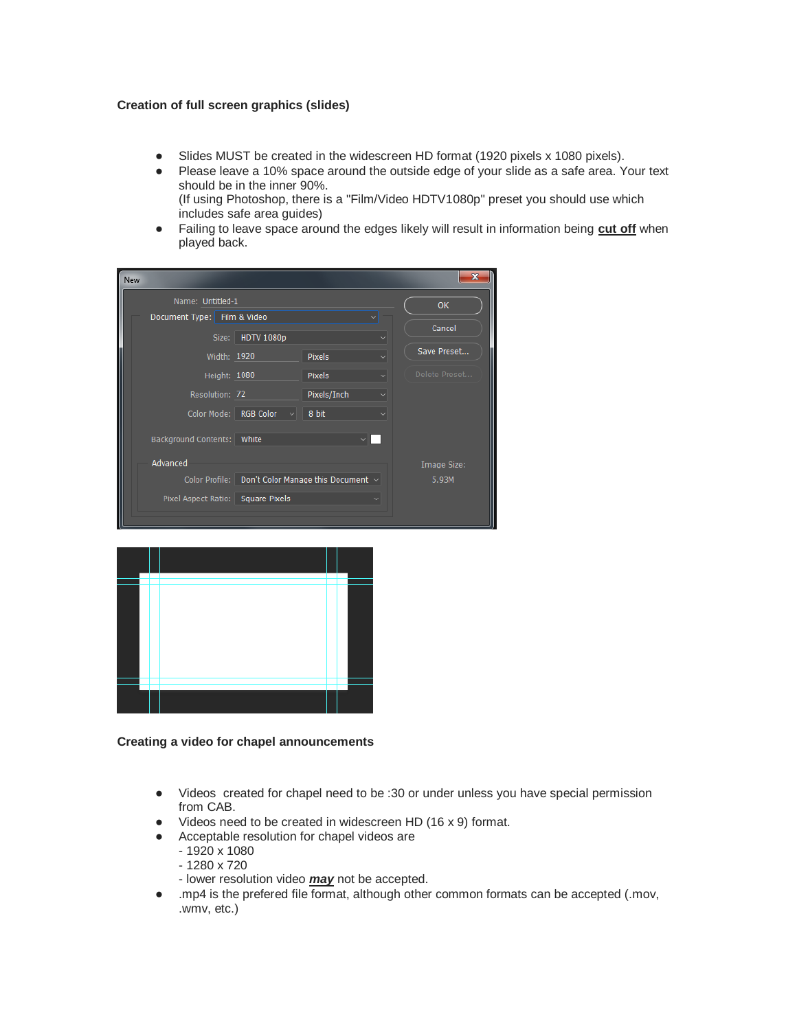**Creation of full screen graphics (slides)**

- Slides MUST be created in the widescreen HD format (1920 pixels x 1080 pixels).
- Please leave a 10% space around the outside edge of your slide as a safe area. Your text should be in the inner 90%.
  (If using Photoshop, there is a "Film/Video HDTV1080p" preset you should use which includes safe area guides)
- Failing to leave space around the edges likely will result in information being **cut off** when played back.

**Creating a video for chapel announcements**

- Videos  created for chapel need to be :30 or under unless you have special permission from CAB.
- Videos need to be created in widescreen HD (16 x 9) format.
- Acceptable resolution for chapel videos are
  - 1920 x 1080
  - 1280 x 720
  - lower resolution video ***may*** not be accepted.
- .mp4 is the prefered file format, although other common formats can be accepted (.mov, .wmv, etc.)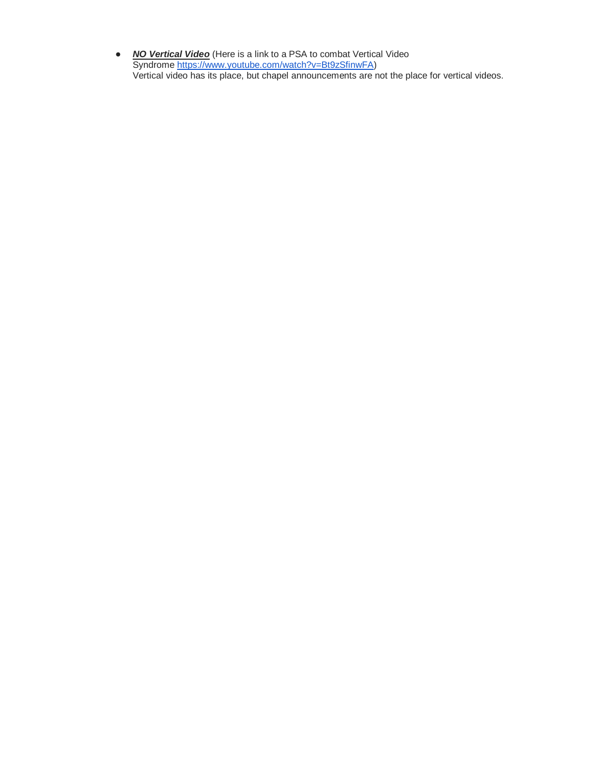- ***NO Vertical Video*** (Here is a link to a PSA to combat Vertical Video Syndrome [https://www.youtube.com/watch?v=Bt9zSfinwFA](https://www.youtube.com/watch?v=Bt9zSfinwFA))
  Vertical video has its place, but chapel announcements are not the place for vertical videos.